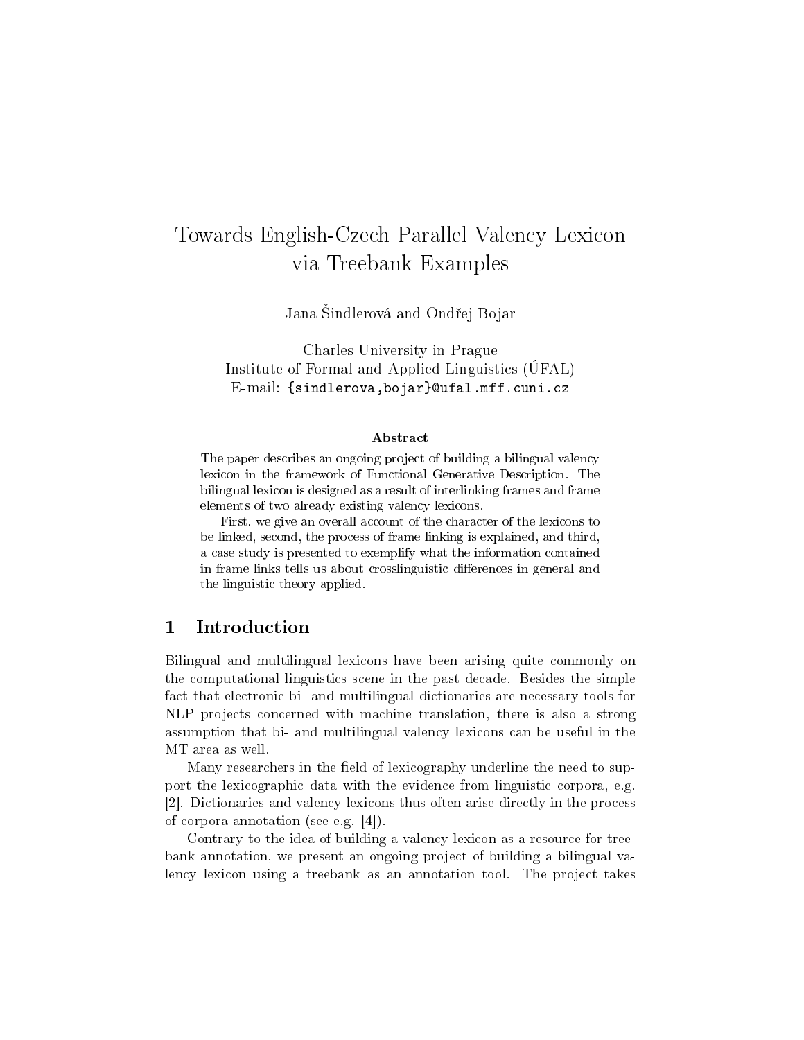# Towards English-Czech Parallel Valency Lexicon via Treebank Examples

Jana Šindlerová and Ondřej Bojar

Charles University in Prague
Institute of Formal and Applied Linguistics (ÚFAL)
E-mail: {sindlerova,bojar}@ufal.mff.cuni.cz

### Abstract

The paper describes an ongoing project of building a bilingual valency lexicon in the framework of Functional Generative Description. The bilingual lexicon is designed as a result of interlinking frames and frame elements of two already existing valency lexicons.

First, we give an overall account of the character of the lexicons to be linked, second, the process of frame linking is explained, and third, a case study is presented to exemplify what the information contained in frame links tells us about crosslinguistic differences in general and the linguistic theory applied.

## 1 Introduction

Bilingual and multilingual lexicons have been arising quite commonly on the computational linguistics scene in the past decade. Besides the simple fact that electronic bi- and multilingual dictionaries are necessary tools for NLP projects concerned with machine translation, there is also a strong assumption that bi- and multilingual valency lexicons can be useful in the MT area as well.

Many researchers in the field of lexicography underline the need to support the lexicographic data with the evidence from linguistic corpora, e.g. [2]. Dictionaries and valency lexicons thus often arise directly in the process of corpora annotation (see e.g. [4]).

Contrary to the idea of building a valency lexicon as a resource for treebank annotation, we present an ongoing project of building a bilingual valency lexicon using a treebank as an annotation tool. The project takes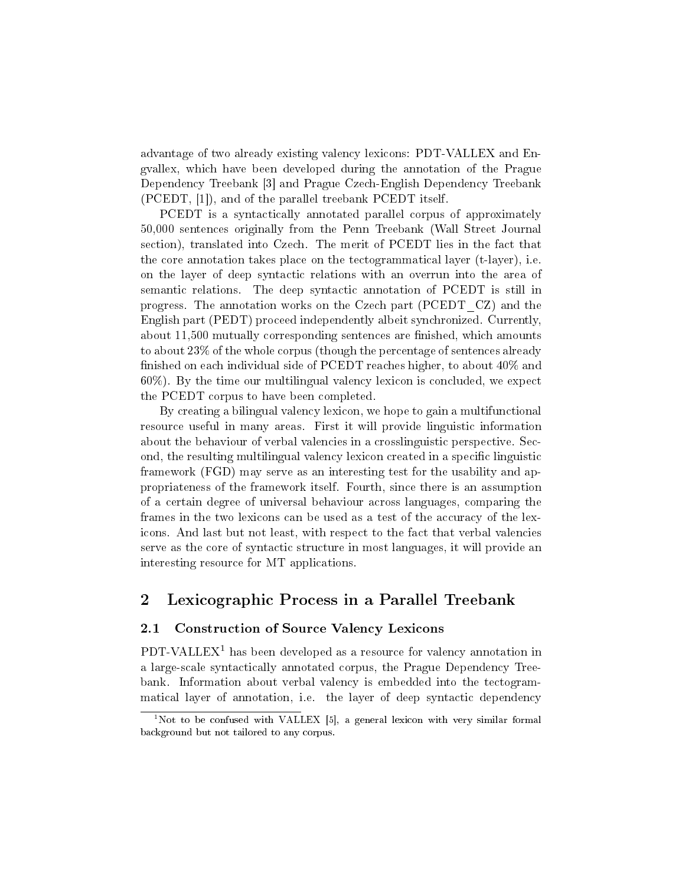advantage of two already existing valency lexicons: PDT-VALLEX and Engvallex, which have been developed during the annotation of the Prague Dependency Treebank [3] and Prague Czech-English Dependency Treebank (PCEDT, [1]), and of the parallel treebank PCEDT itself.

PCEDT is a syntactically annotated parallel corpus of approximately 50,000 sentences originally from the Penn Treebank (Wall Street Journal section), translated into Czech. The merit of PCEDT lies in the fact that the core annotation takes place on the tectogrammatical layer (t-layer), i.e. on the layer of deep syntactic relations with an overrun into the area of semantic relations. The deep syntactic annotation of PCEDT is still in progress. The annotation works on the Czech part (PCEDT_CZ) and the English part (PEDT) proceed independently albeit synchronized. Currently, about 11,500 mutually corresponding sentences are finished, which amounts to about 23% of the whole corpus (though the percentage of sentences already finished on each individual side of PCEDT reaches higher, to about 40% and 60%). By the time our multilingual valency lexicon is concluded, we expect the PCEDT corpus to have been completed.

By creating a bilingual valency lexicon, we hope to gain a multifunctional resource useful in many areas. First it will provide linguistic information about the behaviour of verbal valencies in a crosslinguistic perspective. Second, the resulting multilingual valency lexicon created in a specific linguistic framework (FGD) may serve as an interesting test for the usability and appropriateness of the framework itself. Fourth, since there is an assumption of a certain degree of universal behaviour across languages, comparing the frames in the two lexicons can be used as a test of the accuracy of the lexicons. And last but not least, with respect to the fact that verbal valencies serve as the core of syntactic structure in most languages, it will provide an interesting resource for MT applications.

## 2 Lexicographic Process in a Parallel Treebank

### 2.1 Construction of Source Valency Lexicons

PDT-VALLEX[1] has been developed as a resource for valency annotation in a large-scale syntactically annotated corpus, the Prague Dependency Treebank. Information about verbal valency is embedded into the tectogrammatical layer of annotation, i.e. the layer of deep syntactic dependency

[1] Not to be confused with VALLEX [5], a general lexicon with very similar formal background but not tailored to any corpus.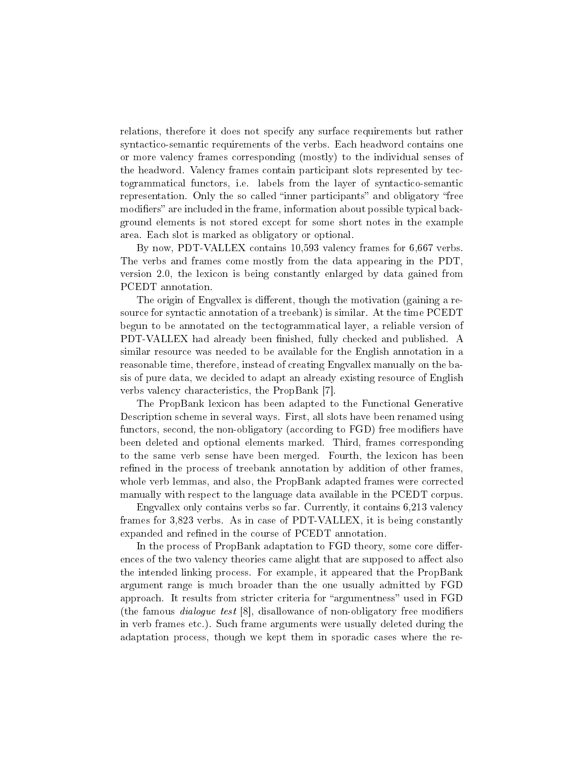relations, therefore it does not specify any surface requirements but rather syntactico-semantic requirements of the verbs. Each headword contains one or more valency frames corresponding (mostly) to the individual senses of the headword. Valency frames contain participant slots represented by tectogrammatical functors, i.e. labels from the layer of syntactico-semantic representation. Only the so called "inner participants" and obligatory "free modifiers" are included in the frame, information about possible typical background elements is not stored except for some short notes in the example area. Each slot is marked as obligatory or optional.

By now, PDT-VALLEX contains 10,593 valency frames for 6,667 verbs. The verbs and frames come mostly from the data appearing in the PDT, version 2.0, the lexicon is being constantly enlarged by data gained from PCEDT annotation.

The origin of Engvallex is different, though the motivation (gaining a resource for syntactic annotation of a treebank) is similar. At the time PCEDT begun to be annotated on the tectogrammatical layer, a reliable version of PDT-VALLEX had already been finished, fully checked and published. A similar resource was needed to be available for the English annotation in a reasonable time, therefore, instead of creating Engvallex manually on the basis of pure data, we decided to adapt an already existing resource of English verbs valency characteristics, the PropBank [7].

The PropBank lexicon has been adapted to the Functional Generative Description scheme in several ways. First, all slots have been renamed using functors, second, the non-obligatory (according to FGD) free modifiers have been deleted and optional elements marked. Third, frames corresponding to the same verb sense have been merged. Fourth, the lexicon has been refined in the process of treebank annotation by addition of other frames, whole verb lemmas, and also, the PropBank adapted frames were corrected manually with respect to the language data available in the PCEDT corpus.

Engvallex only contains verbs so far. Currently, it contains 6,213 valency frames for 3,823 verbs. As in case of PDT-VALLEX, it is being constantly expanded and refined in the course of PCEDT annotation.

In the process of PropBank adaptation to FGD theory, some core differences of the two valency theories came alight that are supposed to affect also the intended linking process. For example, it appeared that the PropBank argument range is much broader than the one usually admitted by FGD approach. It results from stricter criteria for "argumentness" used in FGD (the famous *dialogue test* [8], disallowance of non-obligatory free modifiers in verb frames etc.). Such frame arguments were usually deleted during the adaptation process, though we kept them in sporadic cases where the re-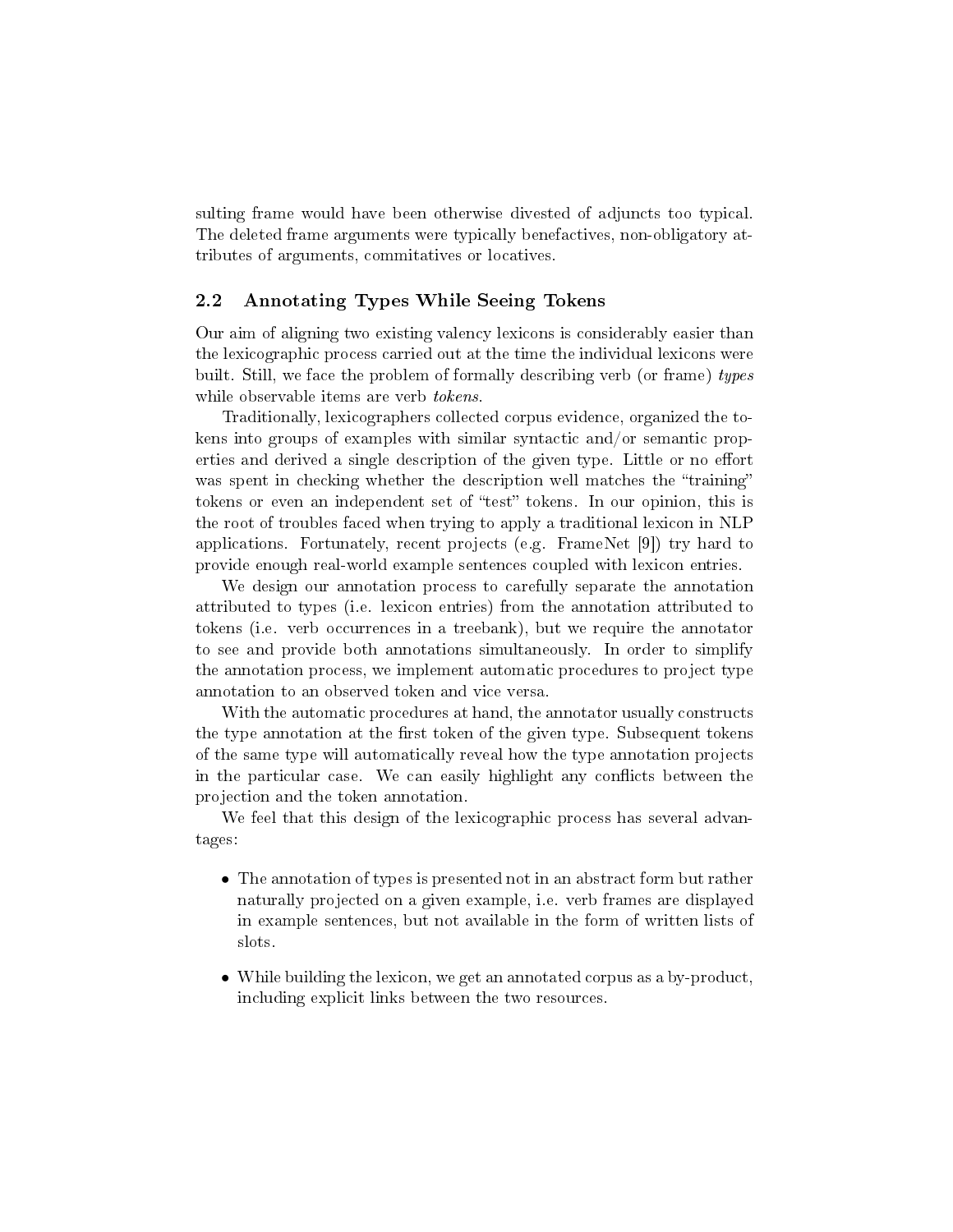sulting frame would have been otherwise divested of adjuncts too typical. The deleted frame arguments were typically benefactives, non-obligatory attributes of arguments, commitatives or locatives.

### 2.2 Annotating Types While Seeing Tokens

Our aim of aligning two existing valency lexicons is considerably easier than the lexicographic process carried out at the time the individual lexicons were built. Still, we face the problem of formally describing verb (or frame) *types* while observable items are verb *tokens*.

Traditionally, lexicographers collected corpus evidence, organized the tokens into groups of examples with similar syntactic and/or semantic properties and derived a single description of the given type. Little or no effort was spent in checking whether the description well matches the "training" tokens or even an independent set of "test" tokens. In our opinion, this is the root of troubles faced when trying to apply a traditional lexicon in NLP applications. Fortunately, recent projects (e.g. FrameNet [9]) try hard to provide enough real-world example sentences coupled with lexicon entries.

We design our annotation process to carefully separate the annotation attributed to types (i.e. lexicon entries) from the annotation attributed to tokens (i.e. verb occurrences in a treebank), but we require the annotator to see and provide both annotations simultaneously. In order to simplify the annotation process, we implement automatic procedures to project type annotation to an observed token and vice versa.

With the automatic procedures at hand, the annotator usually constructs the type annotation at the first token of the given type. Subsequent tokens of the same type will automatically reveal how the type annotation projects in the particular case. We can easily highlight any conflicts between the projection and the token annotation.

We feel that this design of the lexicographic process has several advantages:

- The annotation of types is presented not in an abstract form but rather naturally projected on a given example, i.e. verb frames are displayed in example sentences, but not available in the form of written lists of slots.
- While building the lexicon, we get an annotated corpus as a by-product, including explicit links between the two resources.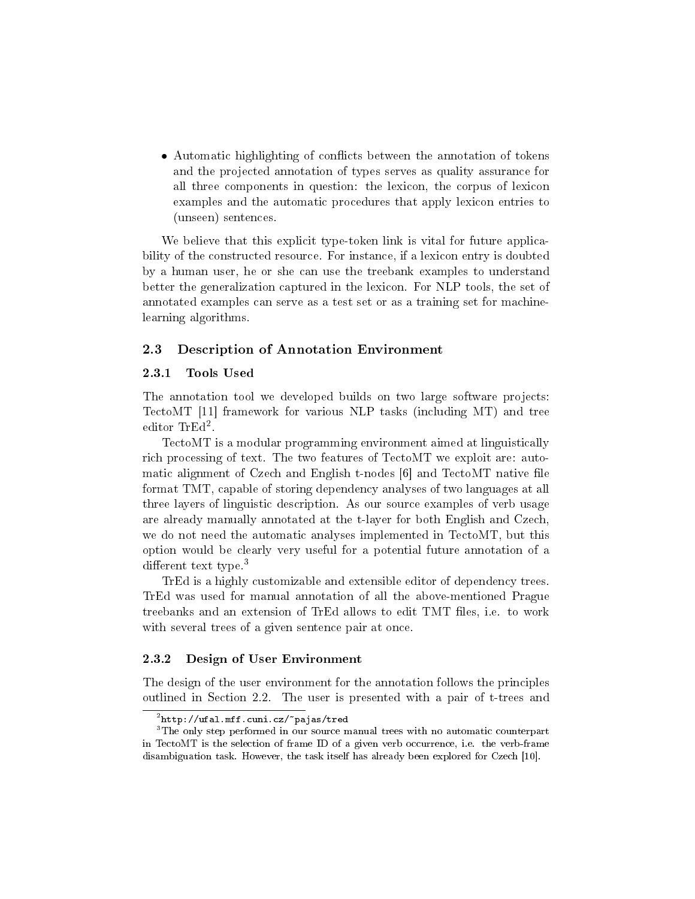- Automatic highlighting of conflicts between the annotation of tokens and the projected annotation of types serves as quality assurance for all three components in question: the lexicon, the corpus of lexicon examples and the automatic procedures that apply lexicon entries to (unseen) sentences.

We believe that this explicit type-token link is vital for future applicability of the constructed resource. For instance, if a lexicon entry is doubted by a human user, he or she can use the treebank examples to understand better the generalization captured in the lexicon. For NLP tools, the set of annotated examples can serve as a test set or as a training set for machine-learning algorithms.

## 2.3 Description of Annotation Environment

### 2.3.1 Tools Used

The annotation tool we developed builds on two large software projects: TectoMT [11] framework for various NLP tasks (including MT) and tree editor TrEd[2].

TectoMT is a modular programming environment aimed at linguistically rich processing of text. The two features of TectoMT we exploit are: automatic alignment of Czech and English t-nodes [6] and TectoMT native file format TMT, capable of storing dependency analyses of two languages at all three layers of linguistic description. As our source examples of verb usage are already manually annotated at the t-layer for both English and Czech, we do not need the automatic analyses implemented in TectoMT, but this option would be clearly very useful for a potential future annotation of a different text type.[3]

TrEd is a highly customizable and extensible editor of dependency trees. TrEd was used for manual annotation of all the above-mentioned Prague treebanks and an extension of TrEd allows to edit TMT files, i.e. to work with several trees of a given sentence pair at once.

### 2.3.2 Design of User Environment

The design of the user environment for the annotation follows the principles outlined in Section 2.2. The user is presented with a pair of t-trees and

[2] http://ufal.mff.cuni.cz/~pajas/tred

[3] The only step performed in our source manual trees with no automatic counterpart in TectoMT is the selection of frame ID of a given verb occurrence, i.e. the verb-frame disambiguation task. However, the task itself has already been explored for Czech [10].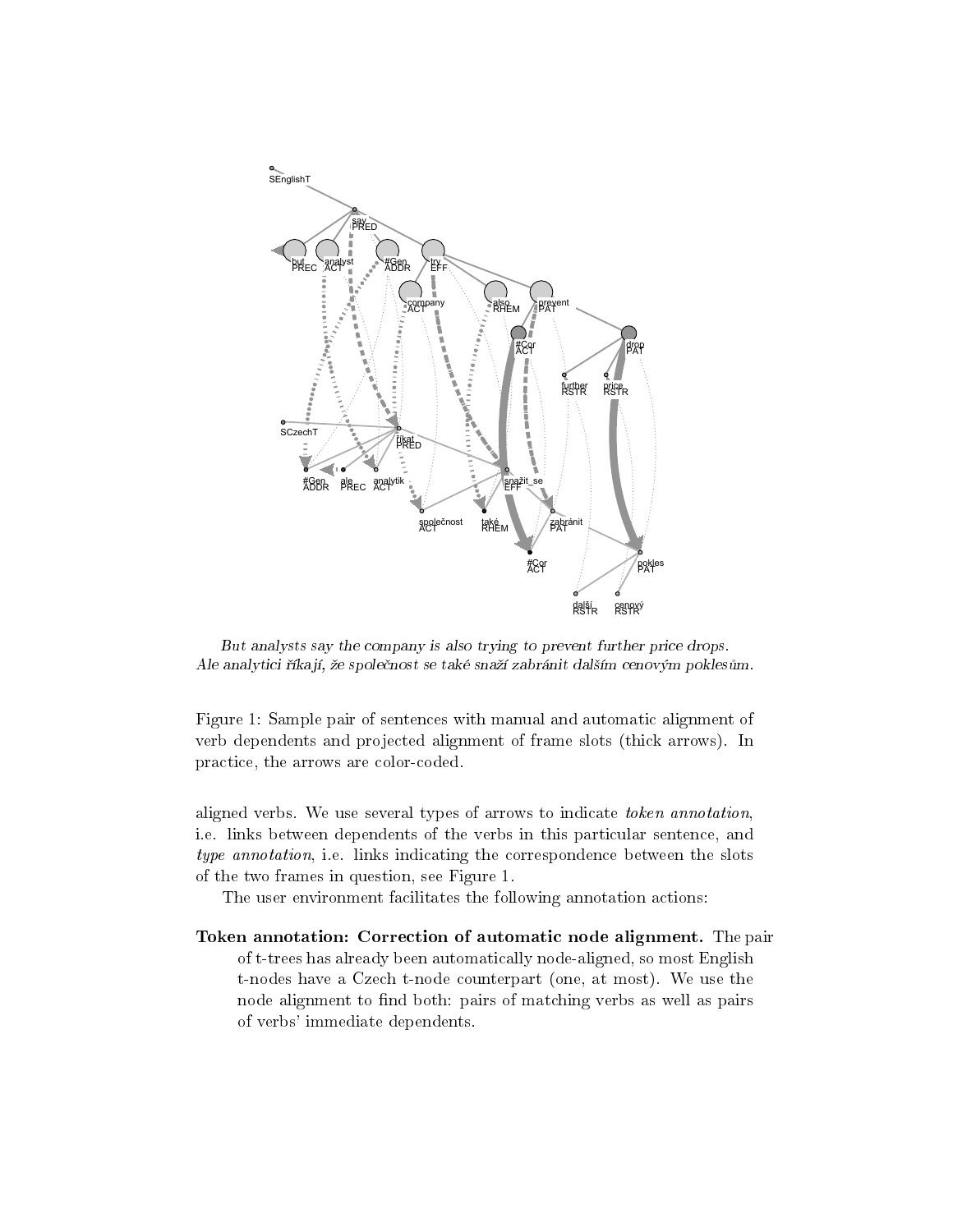*But analysts say the company is also trying to prevent further price drops.*
*Ale analytici říkají, že společnost se také snaží zabránit dalším cenovým poklesům.*

Figure 1: Sample pair of sentences with manual and automatic alignment of verb dependents and projected alignment of frame slots (thick arrows). In practice, the arrows are color-coded.

aligned verbs. We use several types of arrows to indicate *token annotation*, i.e. links between dependents of the verbs in this particular sentence, and *type annotation*, i.e. links indicating the correspondence between the slots of the two frames in question, see Figure 1.

The user environment facilitates the following annotation actions:

**Token annotation: Correction of automatic node alignment.** The pair of t-trees has already been automatically node-aligned, so most English t-nodes have a Czech t-node counterpart (one, at most). We use the node alignment to find both: pairs of matching verbs as well as pairs of verbs' immediate dependents.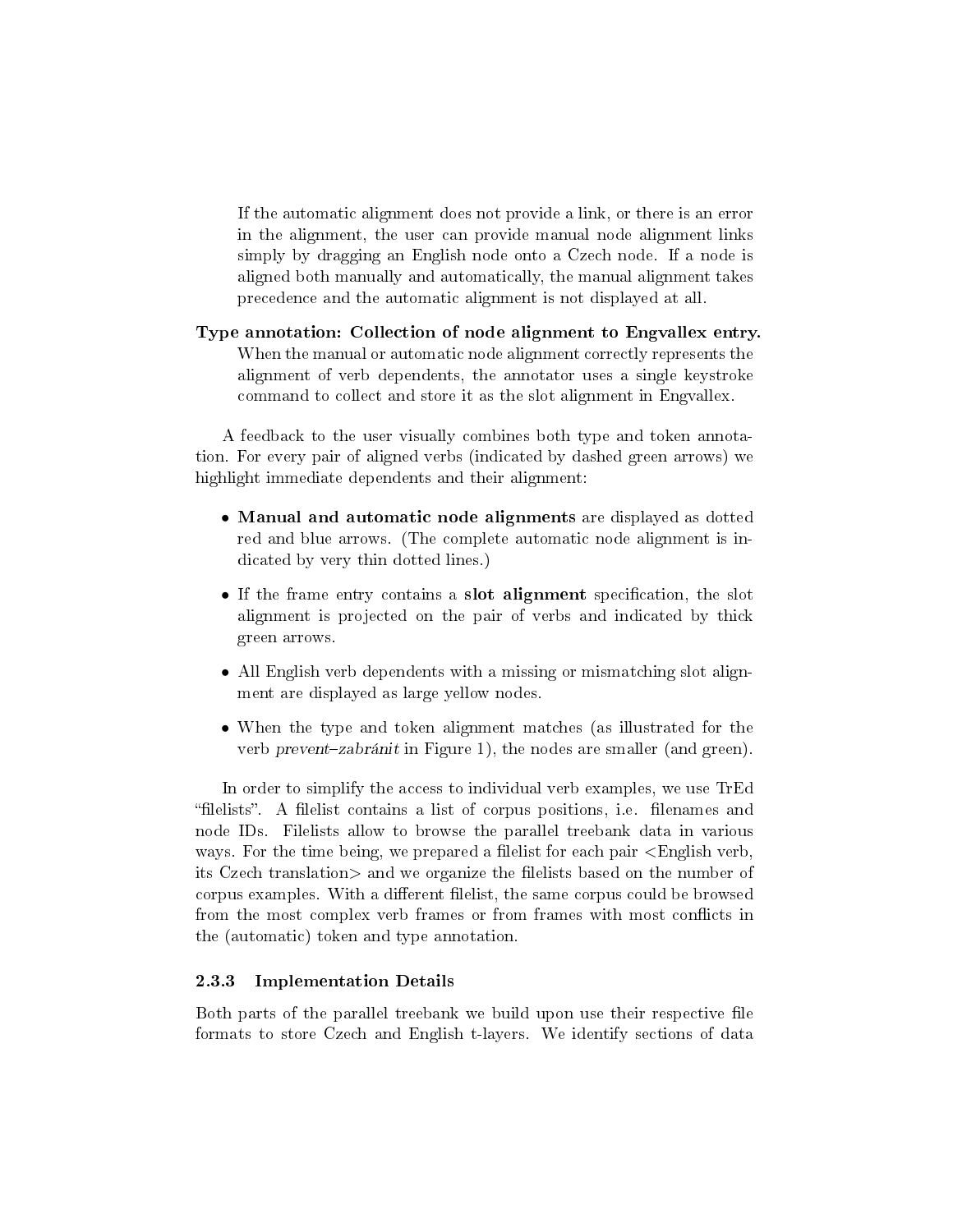If the automatic alignment does not provide a link, or there is an error in the alignment, the user can provide manual node alignment links simply by dragging an English node onto a Czech node. If a node is aligned both manually and automatically, the manual alignment takes precedence and the automatic alignment is not displayed at all.

**Type annotation: Collection of node alignment to Engvallex entry.** When the manual or automatic node alignment correctly represents the alignment of verb dependents, the annotator uses a single keystroke command to collect and store it as the slot alignment in Engvallex.

A feedback to the user visually combines both type and token annotation. For every pair of aligned verbs (indicated by dashed green arrows) we highlight immediate dependents and their alignment:

- **Manual and automatic node alignments** are displayed as dotted red and blue arrows. (The complete automatic node alignment is indicated by very thin dotted lines.)
- If the frame entry contains a **slot alignment** specification, the slot alignment is projected on the pair of verbs and indicated by thick green arrows.
- All English verb dependents with a missing or mismatching slot alignment are displayed as large yellow nodes.
- When the type and token alignment matches (as illustrated for the verb *prevent–zabránit* in Figure 1), the nodes are smaller (and green).

In order to simplify the access to individual verb examples, we use TrEd "filelists". A filelist contains a list of corpus positions, i.e. filenames and node IDs. Filelists allow to browse the parallel treebank data in various ways. For the time being, we prepared a filelist for each pair <English verb, its Czech translation> and we organize the filelists based on the number of corpus examples. With a different filelist, the same corpus could be browsed from the most complex verb frames or from frames with most conflicts in the (automatic) token and type annotation.

### 2.3.3 Implementation Details

Both parts of the parallel treebank we build upon use their respective file formats to store Czech and English t-layers. We identify sections of data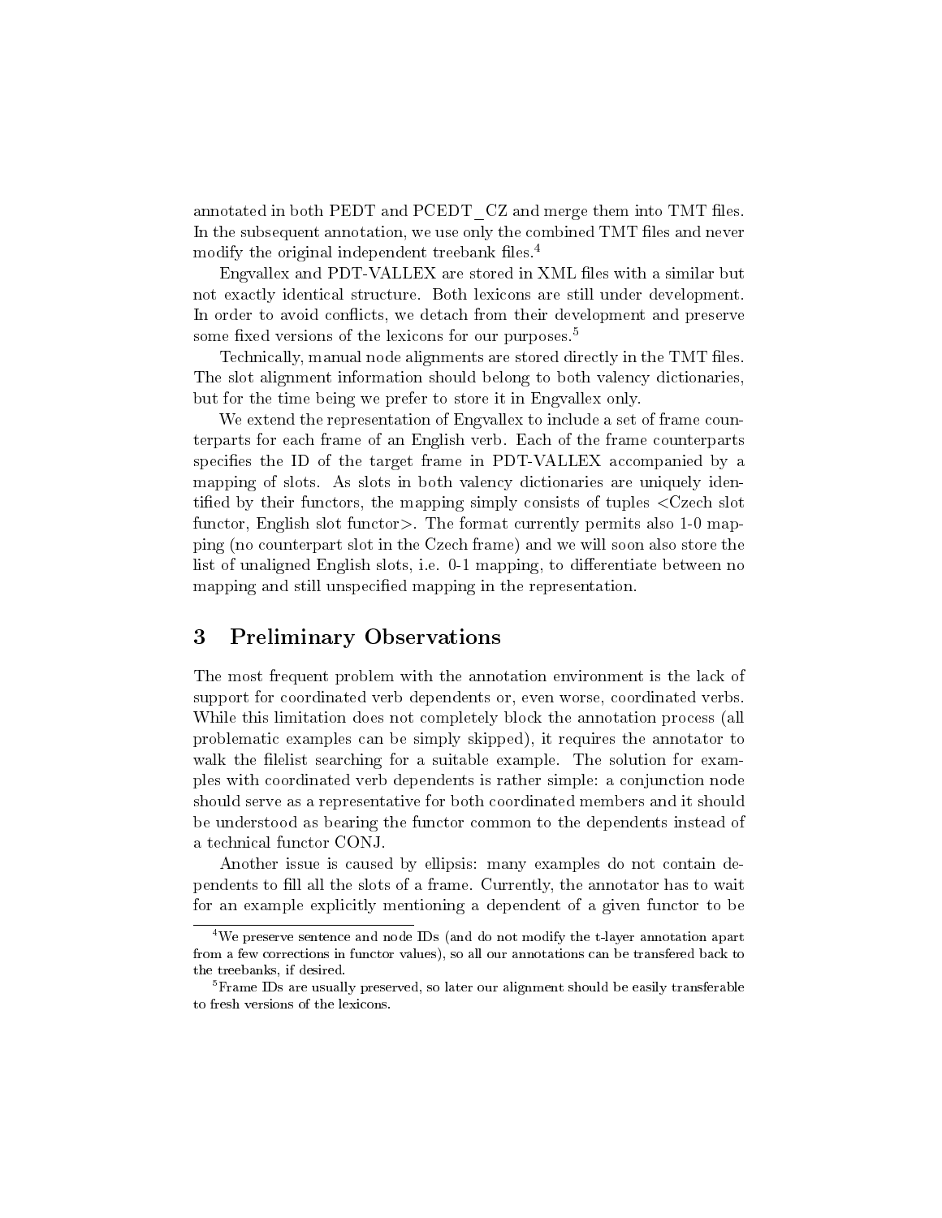annotated in both PEDT and PCEDT_CZ and merge them into TMT files. In the subsequent annotation, we use only the combined TMT files and never modify the original independent treebank files.[4]

Engvallex and PDT-VALLEX are stored in XML files with a similar but not exactly identical structure. Both lexicons are still under development. In order to avoid conflicts, we detach from their development and preserve some fixed versions of the lexicons for our purposes.[5]

Technically, manual node alignments are stored directly in the TMT files. The slot alignment information should belong to both valency dictionaries, but for the time being we prefer to store it in Engvallex only.

We extend the representation of Engvallex to include a set of frame counterparts for each frame of an English verb. Each of the frame counterparts specifies the ID of the target frame in PDT-VALLEX accompanied by a mapping of slots. As slots in both valency dictionaries are uniquely identified by their functors, the mapping simply consists of tuples <Czech slot functor, English slot functor>. The format currently permits also 1-0 mapping (no counterpart slot in the Czech frame) and we will soon also store the list of unaligned English slots, i.e. 0-1 mapping, to differentiate between no mapping and still unspecified mapping in the representation.

## 3 Preliminary Observations

The most frequent problem with the annotation environment is the lack of support for coordinated verb dependents or, even worse, coordinated verbs. While this limitation does not completely block the annotation process (all problematic examples can be simply skipped), it requires the annotator to walk the filelist searching for a suitable example. The solution for examples with coordinated verb dependents is rather simple: a conjunction node should serve as a representative for both coordinated members and it should be understood as bearing the functor common to the dependents instead of a technical functor CONJ.

Another issue is caused by ellipsis: many examples do not contain dependents to fill all the slots of a frame. Currently, the annotator has to wait for an example explicitly mentioning a dependent of a given functor to be

---

[4] We preserve sentence and node IDs (and do not modify the t-layer annotation apart from a few corrections in functor values), so all our annotations can be transfered back to the treebanks, if desired.

[5] Frame IDs are usually preserved, so later our alignment should be easily transferable to fresh versions of the lexicons.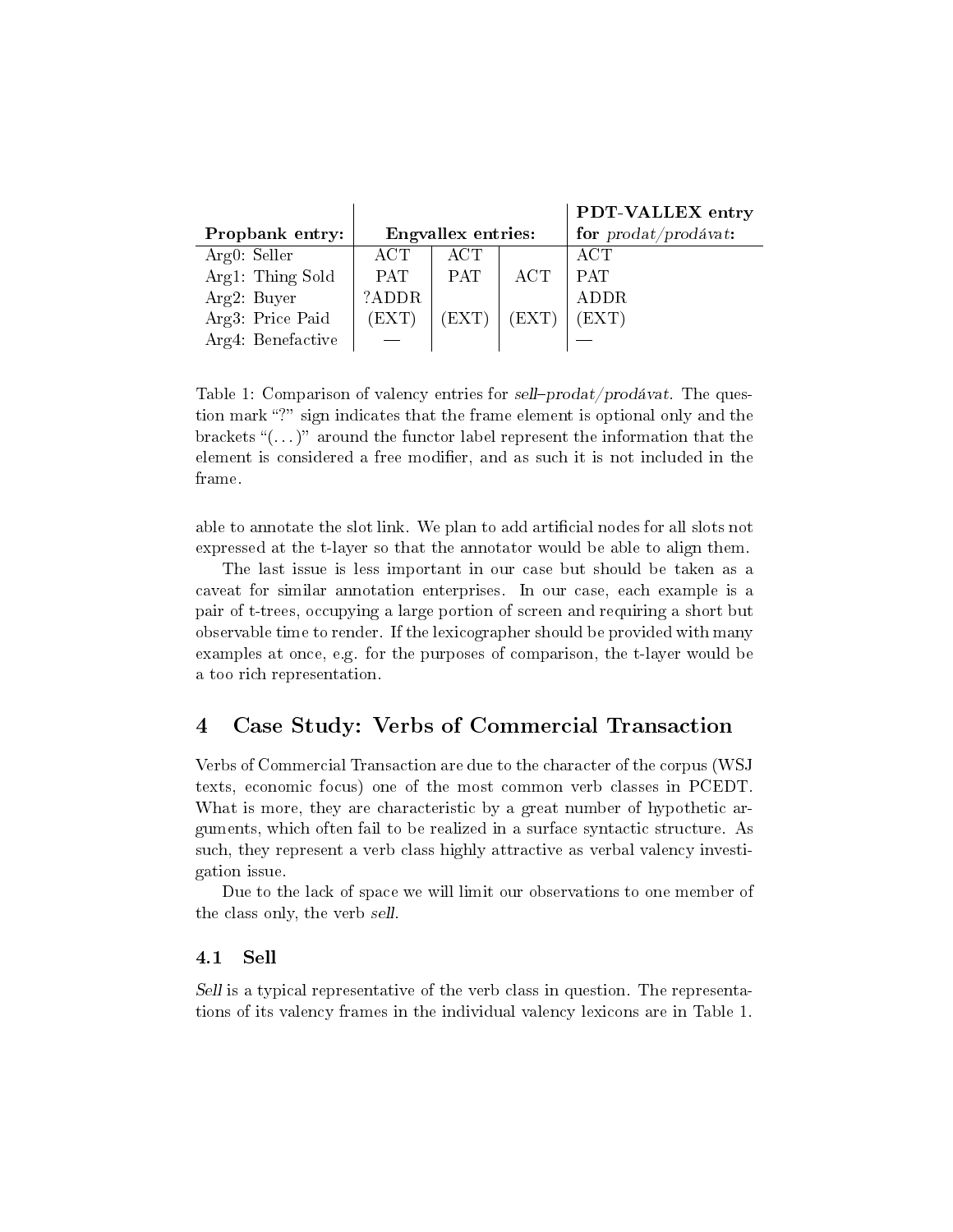| Propbank entry: | Engvallex entries: | | | PDT-VALLEX entry for *prodat/prodávat*: |
|---|---|---|---|---|
| Arg0: Seller | ACT | ACT | | ACT |
| Arg1: Thing Sold | PAT | PAT | ACT | PAT |
| Arg2: Buyer | ?ADDR | | | ADDR |
| Arg3: Price Paid | (EXT) | (EXT) | (EXT) | (EXT) |
| Arg4: Benefactive | — | | | — |

Table 1: Comparison of valency entries for *sell–prodat/prodávat*. The question mark "?" sign indicates that the frame element is optional only and the brackets "(...)" around the functor label represent the information that the element is considered a free modifier, and as such it is not included in the frame.

able to annotate the slot link. We plan to add artificial nodes for all slots not expressed at the t-layer so that the annotator would be able to align them.

The last issue is less important in our case but should be taken as a caveat for similar annotation enterprises. In our case, each example is a pair of t-trees, occupying a large portion of screen and requiring a short but observable time to render. If the lexicographer should be provided with many examples at once, e.g. for the purposes of comparison, the t-layer would be a too rich representation.

## 4 Case Study: Verbs of Commercial Transaction

Verbs of Commercial Transaction are due to the character of the corpus (WSJ texts, economic focus) one of the most common verb classes in PCEDT. What is more, they are characteristic by a great number of hypothetic arguments, which often fail to be realized in a surface syntactic structure. As such, they represent a verb class highly attractive as verbal valency investigation issue.

Due to the lack of space we will limit our observations to one member of the class only, the verb *sell*.

### 4.1 Sell

*Sell* is a typical representative of the verb class in question. The representations of its valency frames in the individual valency lexicons are in Table 1.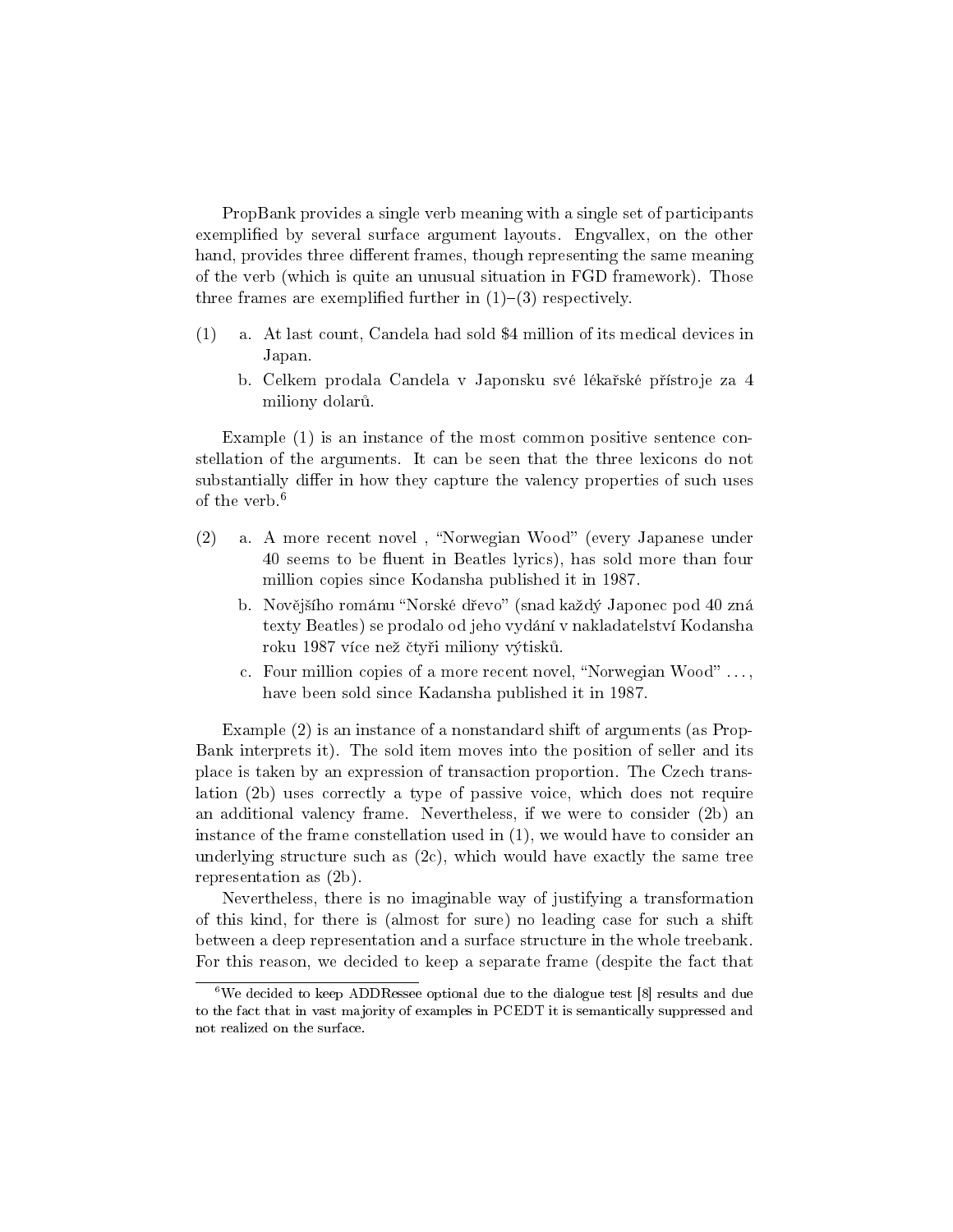PropBank provides a single verb meaning with a single set of participants exemplified by several surface argument layouts. Engvallex, on the other hand, provides three different frames, though representing the same meaning of the verb (which is quite an unusual situation in FGD framework). Those three frames are exemplified further in (1)–(3) respectively.

(1)
   a. At last count, Candela had sold $4 million of its medical devices in Japan.
   b. Celkem prodala Candela v Japonsku své lékařské přístroje za 4 miliony dolarů.

Example (1) is an instance of the most common positive sentence constellation of the arguments. It can be seen that the three lexicons do not substantially differ in how they capture the valency properties of such uses of the verb.[6]

(2)
   a. A more recent novel , "Norwegian Wood" (every Japanese under 40 seems to be fluent in Beatles lyrics), has sold more than four million copies since Kodansha published it in 1987.
   b. Novějšího románu "Norské dřevo" (snad každý Japonec pod 40 zná texty Beatles) se prodalo od jeho vydání v nakladatelství Kodansha roku 1987 více než čtyři miliony výtisků.
   c. Four million copies of a more recent novel, "Norwegian Wood" ..., have been sold since Kadansha published it in 1987.

Example (2) is an instance of a nonstandard shift of arguments (as PropBank interprets it). The sold item moves into the position of seller and its place is taken by an expression of transaction proportion. The Czech translation (2b) uses correctly a type of passive voice, which does not require an additional valency frame. Nevertheless, if we were to consider (2b) an instance of the frame constellation used in (1), we would have to consider an underlying structure such as (2c), which would have exactly the same tree representation as (2b).

Nevertheless, there is no imaginable way of justifying a transformation of this kind, for there is (almost for sure) no leading case for such a shift between a deep representation and a surface structure in the whole treebank. For this reason, we decided to keep a separate frame (despite the fact that

[6] We decided to keep ADDRessee optional due to the dialogue test [8] results and due to the fact that in vast majority of examples in PCEDT it is semantically suppressed and not realized on the surface.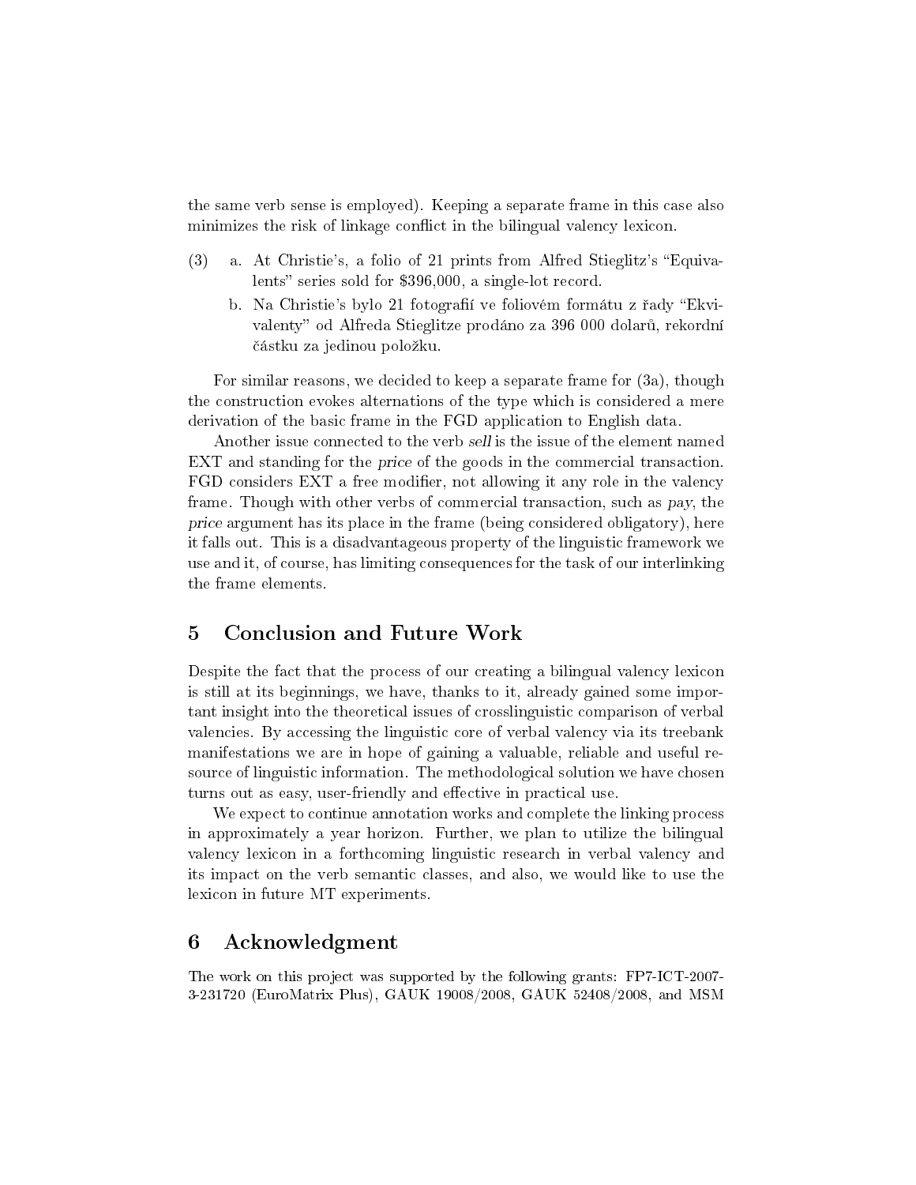the same verb sense is employed). Keeping a separate frame in this case also minimizes the risk of linkage conflict in the bilingual valency lexicon.

(3) a. At Christie's, a folio of 21 prints from Alfred Stieglitz's "Equivalents" series sold for $396,000, a single-lot record.

b. Na Christie's bylo 21 fotografií ve foliovém formátu z řady "Ekvivalenty" od Alfreda Stieglitze prodáno za 396 000 dolarů, rekordní částku za jedinou položku.

For similar reasons, we decided to keep a separate frame for (3a), though the construction evokes alternations of the type which is considered a mere derivation of the basic frame in the FGD application to English data.

Another issue connected to the verb *sell* is the issue of the element named EXT and standing for the *price* of the goods in the commercial transaction. FGD considers EXT a free modifier, not allowing it any role in the valency frame. Though with other verbs of commercial transaction, such as *pay*, the *price* argument has its place in the frame (being considered obligatory), here it falls out. This is a disadvantageous property of the linguistic framework we use and it, of course, has limiting consequences for the task of our interlinking the frame elements.

## 5 Conclusion and Future Work

Despite the fact that the process of our creating a bilingual valency lexicon is still at its beginnings, we have, thanks to it, already gained some important insight into the theoretical issues of crosslinguistic comparison of verbal valencies. By accessing the linguistic core of verbal valency via its treebank manifestations we are in hope of gaining a valuable, reliable and useful resource of linguistic information. The methodological solution we have chosen turns out as easy, user-friendly and effective in practical use.

We expect to continue annotation works and complete the linking process in approximately a year horizon. Further, we plan to utilize the bilingual valency lexicon in a forthcoming linguistic research in verbal valency and its impact on the verb semantic classes, and also, we would like to use the lexicon in future MT experiments.

## 6 Acknowledgment

The work on this project was supported by the following grants: FP7-ICT-2007-3-231720 (EuroMatrix Plus), GAUK 19008/2008, GAUK 52408/2008, and MSM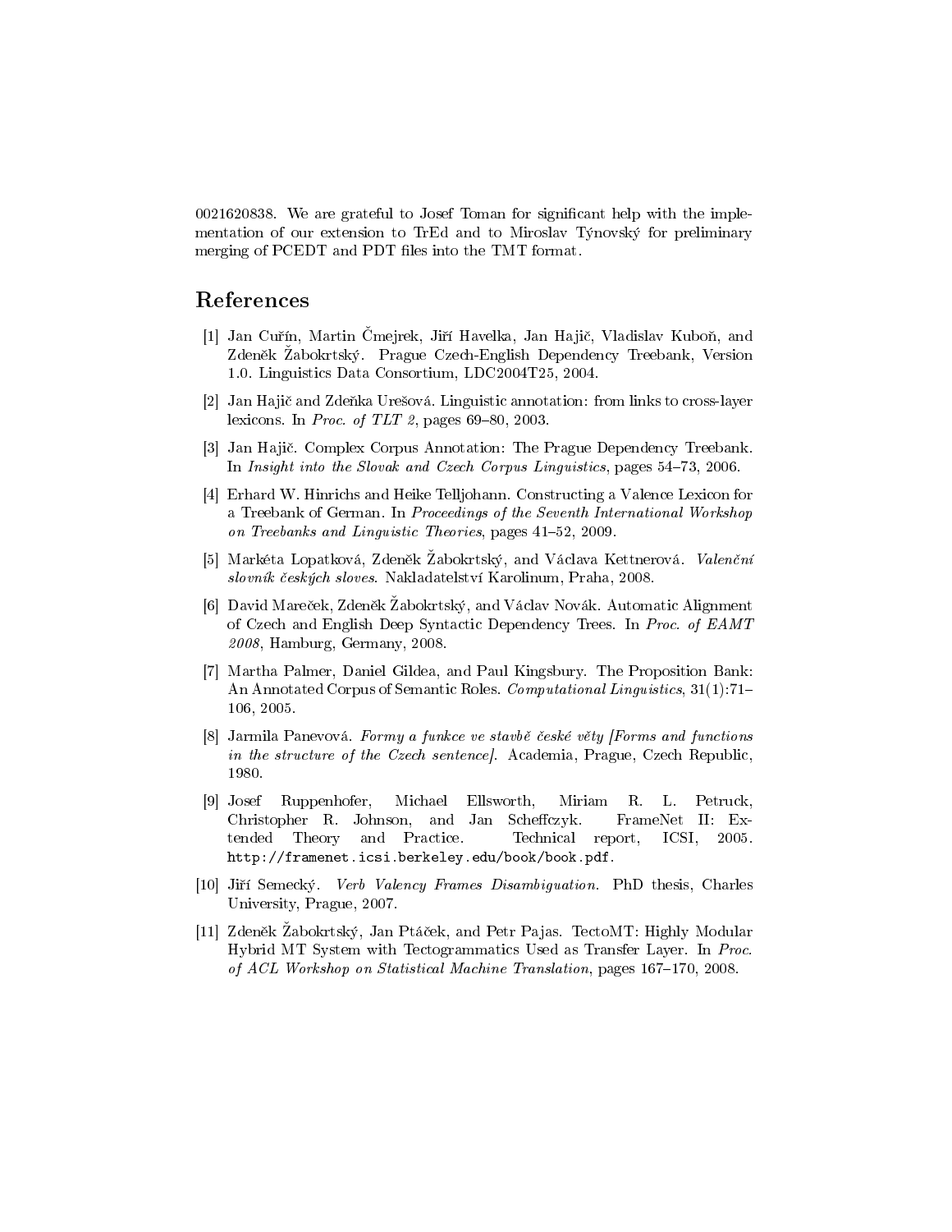0021620838. We are grateful to Josef Toman for significant help with the implementation of our extension to TrEd and to Miroslav Týnovský for preliminary merging of PCEDT and PDT files into the TMT format.

## References

[1] Jan Cuřín, Martin Čmejrek, Jiří Havelka, Jan Hajič, Vladislav Kuboň, and Zdeněk Žabokrtský. Prague Czech-English Dependency Treebank, Version 1.0. Linguistics Data Consortium, LDC2004T25, 2004.

[2] Jan Hajič and Zdeňka Urešová. Linguistic annotation: from links to cross-layer lexicons. In *Proc. of TLT 2*, pages 69–80, 2003.

[3] Jan Hajič. Complex Corpus Annotation: The Prague Dependency Treebank. In *Insight into the Slovak and Czech Corpus Linguistics*, pages 54–73, 2006.

[4] Erhard W. Hinrichs and Heike Telljohann. Constructing a Valence Lexicon for a Treebank of German. In *Proceedings of the Seventh International Workshop on Treebanks and Linguistic Theories*, pages 41–52, 2009.

[5] Markéta Lopatková, Zdeněk Žabokrtský, and Václava Kettnerová. *Valenční slovník českých sloves*. Nakladatelství Karolinum, Praha, 2008.

[6] David Mareček, Zdeněk Žabokrtský, and Václav Novák. Automatic Alignment of Czech and English Deep Syntactic Dependency Trees. In *Proc. of EAMT 2008*, Hamburg, Germany, 2008.

[7] Martha Palmer, Daniel Gildea, and Paul Kingsbury. The Proposition Bank: An Annotated Corpus of Semantic Roles. *Computational Linguistics*, 31(1):71–106, 2005.

[8] Jarmila Panevová. *Formy a funkce ve stavbě české věty [Forms and functions in the structure of the Czech sentence]*. Academia, Prague, Czech Republic, 1980.

[9] Josef Ruppenhofer, Michael Ellsworth, Miriam R. L. Petruck, Christopher R. Johnson, and Jan Scheffczyk. FrameNet II: Extended Theory and Practice. Technical report, ICSI, 2005. http://framenet.icsi.berkeley.edu/book/book.pdf.

[10] Jiří Semecký. *Verb Valency Frames Disambiguation*. PhD thesis, Charles University, Prague, 2007.

[11] Zdeněk Žabokrtský, Jan Ptáček, and Petr Pajas. TectoMT: Highly Modular Hybrid MT System with Tectogrammatics Used as Transfer Layer. In *Proc. of ACL Workshop on Statistical Machine Translation*, pages 167–170, 2008.